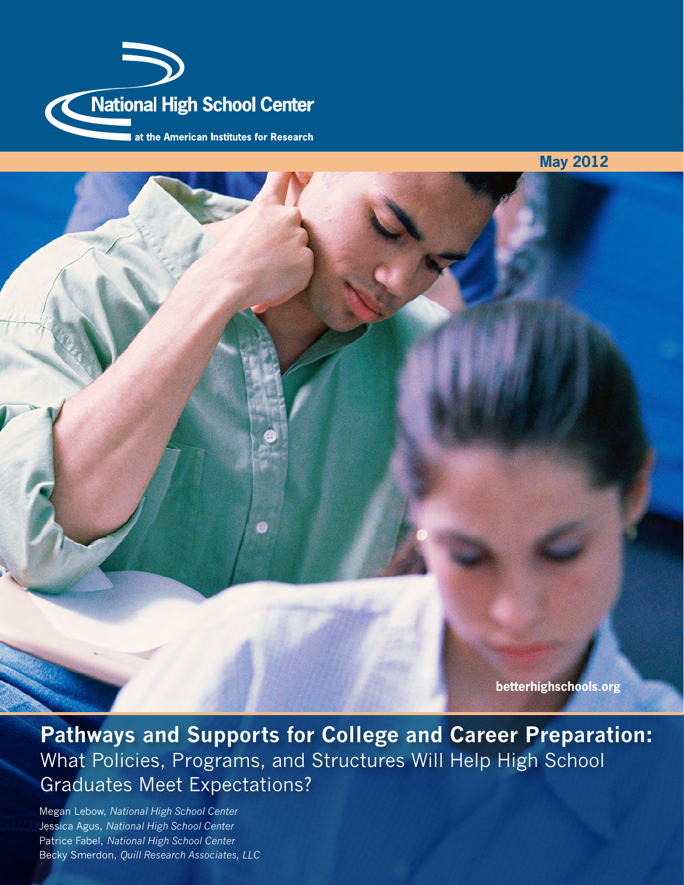National High School Center

at the American Institutes for Research

May 2012

betterhighschools.org

# Pathways and Supports for College and Career Preparation:

## What Policies, Programs, and Structures Will Help High School Graduates Meet Expectations?

Megan Lebow, *National High School Center*
Jessica Agus, *National High School Center*
Patrice Fabel, *National High School Center*
Becky Smerdon, *Quill Research Associates, LLC*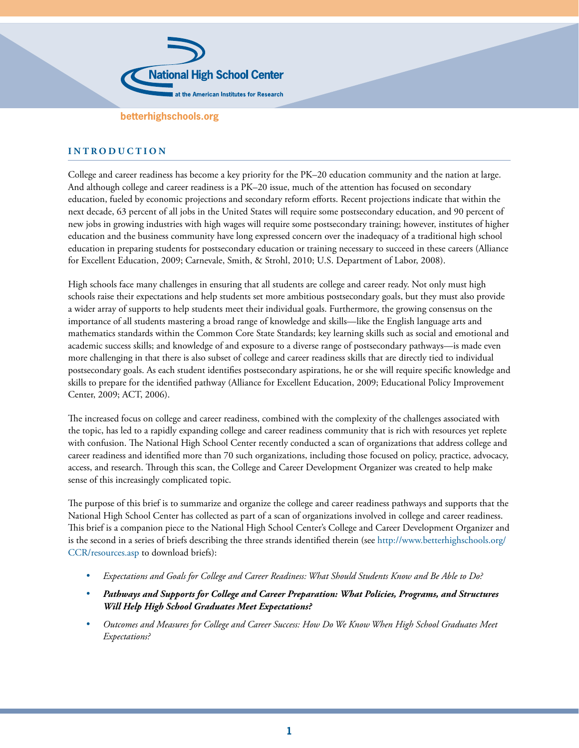## INTRODUCTION

College and career readiness has become a key priority for the PK–20 education community and the nation at large. And although college and career readiness is a PK–20 issue, much of the attention has focused on secondary education, fueled by economic projections and secondary reform efforts. Recent projections indicate that within the next decade, 63 percent of all jobs in the United States will require some postsecondary education, and 90 percent of new jobs in growing industries with high wages will require some postsecondary training; however, institutes of higher education and the business community have long expressed concern over the inadequacy of a traditional high school education in preparing students for postsecondary education or training necessary to succeed in these careers (Alliance for Excellent Education, 2009; Carnevale, Smith, & Strohl, 2010; U.S. Department of Labor, 2008).

High schools face many challenges in ensuring that all students are college and career ready. Not only must high schools raise their expectations and help students set more ambitious postsecondary goals, but they must also provide a wider array of supports to help students meet their individual goals. Furthermore, the growing consensus on the importance of all students mastering a broad range of knowledge and skills—like the English language arts and mathematics standards within the Common Core State Standards; key learning skills such as social and emotional and academic success skills; and knowledge of and exposure to a diverse range of postsecondary pathways—is made even more challenging in that there is also subset of college and career readiness skills that are directly tied to individual postsecondary goals. As each student identifies postsecondary aspirations, he or she will require specific knowledge and skills to prepare for the identified pathway (Alliance for Excellent Education, 2009; Educational Policy Improvement Center, 2009; ACT, 2006).

The increased focus on college and career readiness, combined with the complexity of the challenges associated with the topic, has led to a rapidly expanding college and career readiness community that is rich with resources yet replete with confusion. The National High School Center recently conducted a scan of organizations that address college and career readiness and identified more than 70 such organizations, including those focused on policy, practice, advocacy, access, and research. Through this scan, the College and Career Development Organizer was created to help make sense of this increasingly complicated topic.

The purpose of this brief is to summarize and organize the college and career readiness pathways and supports that the National High School Center has collected as part of a scan of organizations involved in college and career readiness. This brief is a companion piece to the National High School Center's College and Career Development Organizer and is the second in a series of briefs describing the three strands identified therein (see http://www.betterhighschools.org/CCR/resources.asp to download briefs):

- *Expectations and Goals for College and Career Readiness: What Should Students Know and Be Able to Do?*
- ***Pathways and Supports for College and Career Preparation: What Policies, Programs, and Structures Will Help High School Graduates Meet Expectations?***
- *Outcomes and Measures for College and Career Success: How Do We Know When High School Graduates Meet Expectations?*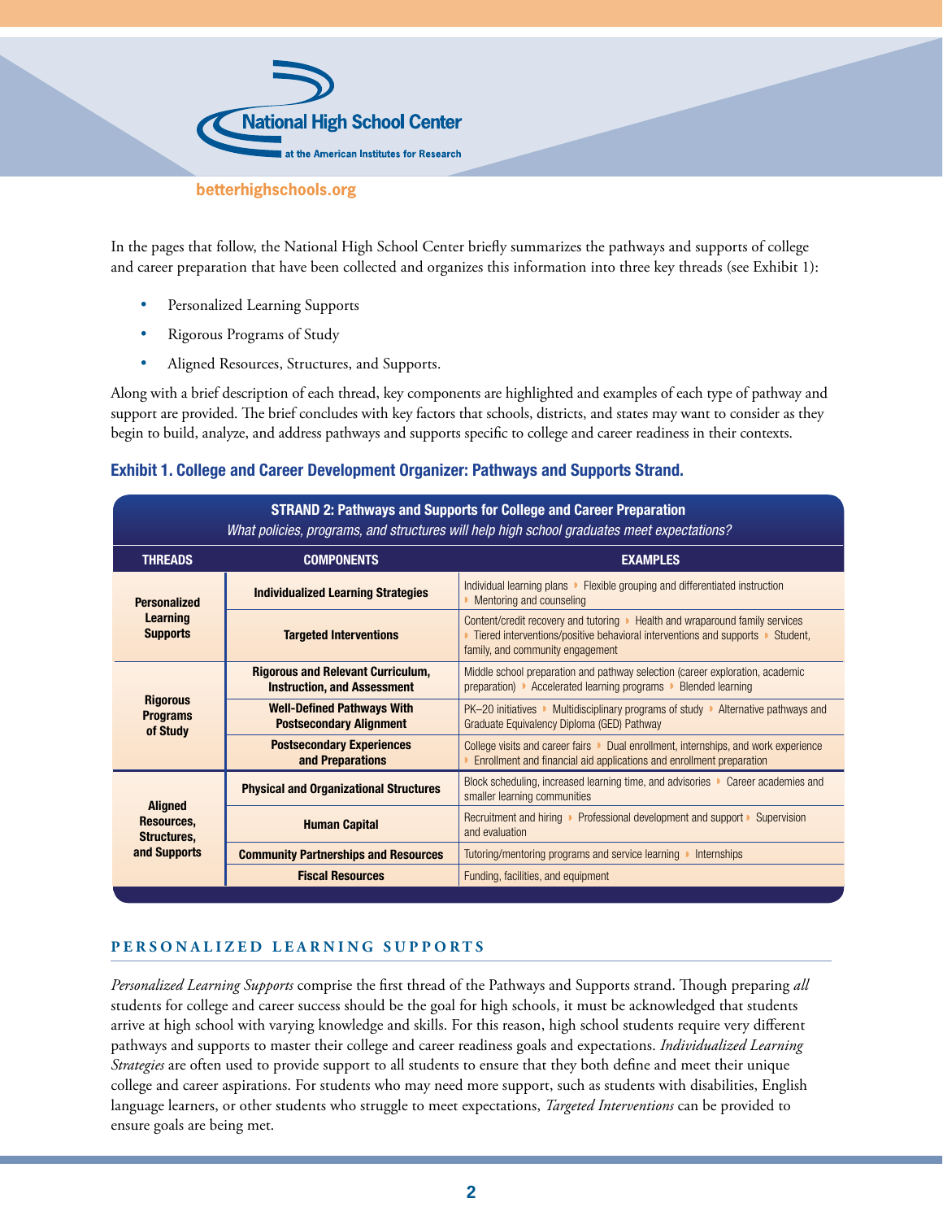In the pages that follow, the National High School Center briefly summarizes the pathways and supports of college and career preparation that have been collected and organizes this information into three key threads (see Exhibit 1):

- Personalized Learning Supports
- Rigorous Programs of Study
- Aligned Resources, Structures, and Supports.

Along with a brief description of each thread, key components are highlighted and examples of each type of pathway and support are provided. The brief concludes with key factors that schools, districts, and states may want to consider as they begin to build, analyze, and address pathways and supports specific to college and career readiness in their contexts.

**Exhibit 1. College and Career Development Organizer: Pathways and Supports Strand.**

**STRAND 2: Pathways and Supports for College and Career Preparation**
*What policies, programs, and structures will help high school graduates meet expectations?*

| THREADS | COMPONENTS | EXAMPLES |
|---|---|---|
| Personalized Learning Supports | Individualized Learning Strategies | Individual learning plans ▸ Flexible grouping and differentiated instruction ▸ Mentoring and counseling |
| | Targeted Interventions | Content/credit recovery and tutoring ▸ Health and wraparound family services ▸ Tiered interventions/positive behavioral interventions and supports ▸ Student, family, and community engagement |
| Rigorous Programs of Study | Rigorous and Relevant Curriculum, Instruction, and Assessment | Middle school preparation and pathway selection (career exploration, academic preparation) ▸ Accelerated learning programs ▸ Blended learning |
| | Well-Defined Pathways With Postsecondary Alignment | PK–20 initiatives ▸ Multidisciplinary programs of study ▸ Alternative pathways and Graduate Equivalency Diploma (GED) Pathway |
| | Postsecondary Experiences and Preparations | College visits and career fairs ▸ Dual enrollment, internships, and work experience ▸ Enrollment and financial aid applications and enrollment preparation |
| Aligned Resources, Structures, and Supports | Physical and Organizational Structures | Block scheduling, increased learning time, and advisories ▸ Career academies and smaller learning communities |
| | Human Capital | Recruitment and hiring ▸ Professional development and support ▸ Supervision and evaluation |
| | Community Partnerships and Resources | Tutoring/mentoring programs and service learning ▸ Internships |
| | Fiscal Resources | Funding, facilities, and equipment |

## PERSONALIZED LEARNING SUPPORTS

*Personalized Learning Supports* comprise the first thread of the Pathways and Supports strand. Though preparing *all* students for college and career success should be the goal for high schools, it must be acknowledged that students arrive at high school with varying knowledge and skills. For this reason, high school students require very different pathways and supports to master their college and career readiness goals and expectations. *Individualized Learning Strategies* are often used to provide support to all students to ensure that they both define and meet their unique college and career aspirations. For students who may need more support, such as students with disabilities, English language learners, or other students who struggle to meet expectations, *Targeted Interventions* can be provided to ensure goals are being met.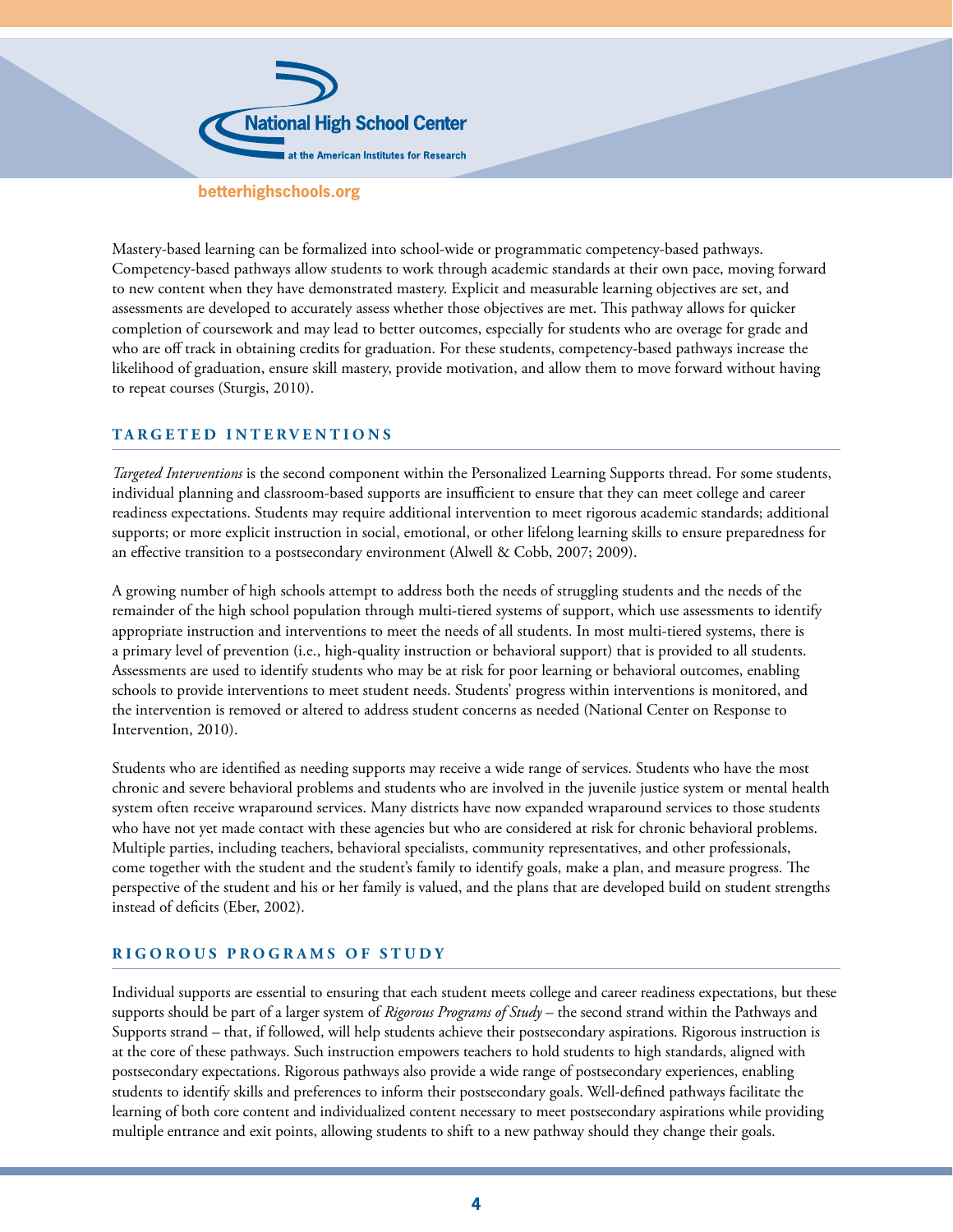Mastery-based learning can be formalized into school-wide or programmatic competency-based pathways. Competency-based pathways allow students to work through academic standards at their own pace, moving forward to new content when they have demonstrated mastery. Explicit and measurable learning objectives are set, and assessments are developed to accurately assess whether those objectives are met. This pathway allows for quicker completion of coursework and may lead to better outcomes, especially for students who are overage for grade and who are off track in obtaining credits for graduation. For these students, competency-based pathways increase the likelihood of graduation, ensure skill mastery, provide motivation, and allow them to move forward without having to repeat courses (Sturgis, 2010).

## TARGETED INTERVENTIONS

*Targeted Interventions* is the second component within the Personalized Learning Supports thread. For some students, individual planning and classroom-based supports are insufficient to ensure that they can meet college and career readiness expectations. Students may require additional intervention to meet rigorous academic standards; additional supports; or more explicit instruction in social, emotional, or other lifelong learning skills to ensure preparedness for an effective transition to a postsecondary environment (Alwell & Cobb, 2007; 2009).

A growing number of high schools attempt to address both the needs of struggling students and the needs of the remainder of the high school population through multi-tiered systems of support, which use assessments to identify appropriate instruction and interventions to meet the needs of all students. In most multi-tiered systems, there is a primary level of prevention (i.e., high-quality instruction or behavioral support) that is provided to all students. Assessments are used to identify students who may be at risk for poor learning or behavioral outcomes, enabling schools to provide interventions to meet student needs. Students' progress within interventions is monitored, and the intervention is removed or altered to address student concerns as needed (National Center on Response to Intervention, 2010).

Students who are identified as needing supports may receive a wide range of services. Students who have the most chronic and severe behavioral problems and students who are involved in the juvenile justice system or mental health system often receive wraparound services. Many districts have now expanded wraparound services to those students who have not yet made contact with these agencies but who are considered at risk for chronic behavioral problems. Multiple parties, including teachers, behavioral specialists, community representatives, and other professionals, come together with the student and the student's family to identify goals, make a plan, and measure progress. The perspective of the student and his or her family is valued, and the plans that are developed build on student strengths instead of deficits (Eber, 2002).

## RIGOROUS PROGRAMS OF STUDY

Individual supports are essential to ensuring that each student meets college and career readiness expectations, but these supports should be part of a larger system of *Rigorous Programs of Study* – the second strand within the Pathways and Supports strand – that, if followed, will help students achieve their postsecondary aspirations. Rigorous instruction is at the core of these pathways. Such instruction empowers teachers to hold students to high standards, aligned with postsecondary expectations. Rigorous pathways also provide a wide range of postsecondary experiences, enabling students to identify skills and preferences to inform their postsecondary goals. Well-defined pathways facilitate the learning of both core content and individualized content necessary to meet postsecondary aspirations while providing multiple entrance and exit points, allowing students to shift to a new pathway should they change their goals.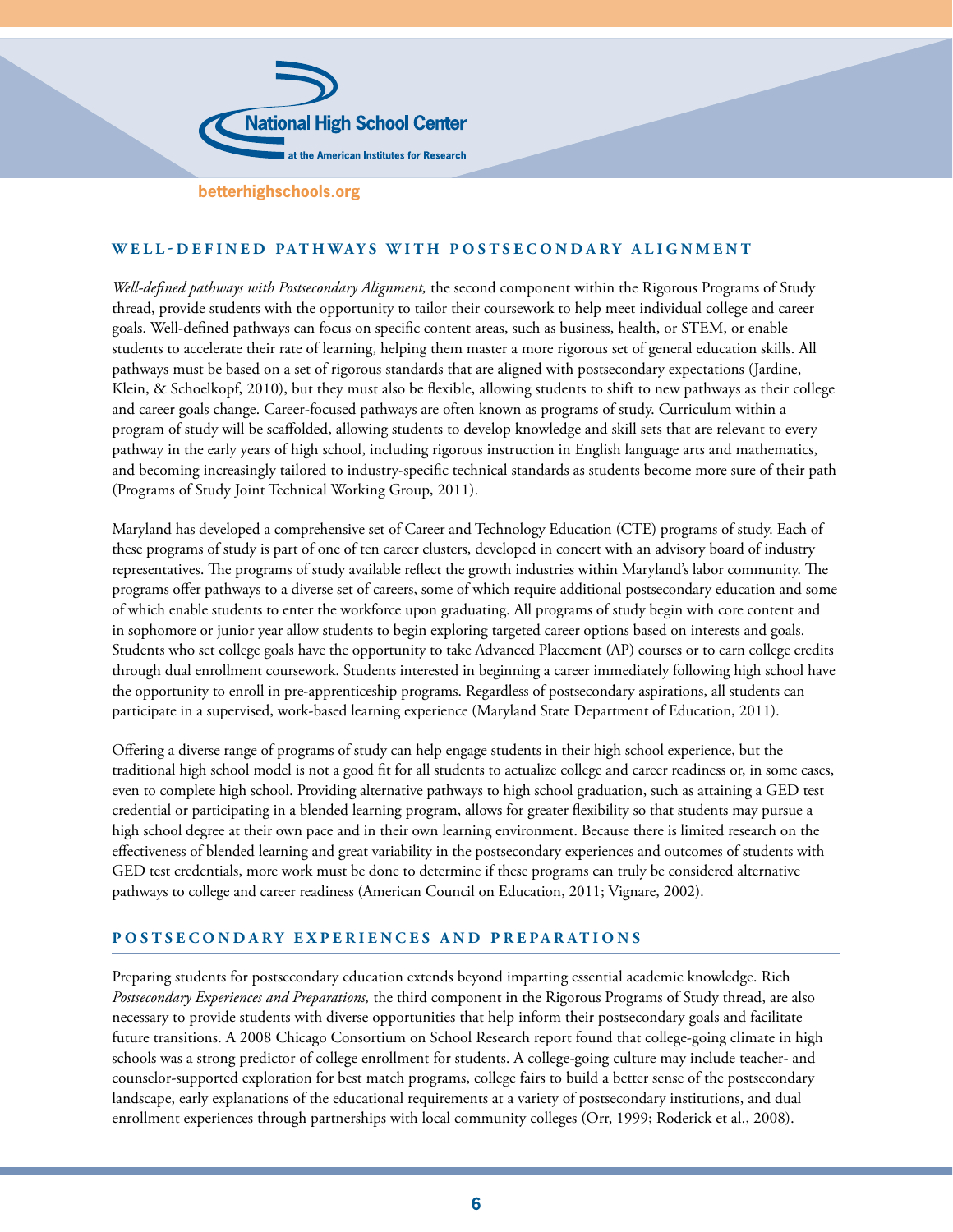## WELL-DEFINED PATHWAYS WITH POSTSECONDARY ALIGNMENT

*Well-defined pathways with Postsecondary Alignment,* the second component within the Rigorous Programs of Study thread, provide students with the opportunity to tailor their coursework to help meet individual college and career goals. Well-defined pathways can focus on specific content areas, such as business, health, or STEM, or enable students to accelerate their rate of learning, helping them master a more rigorous set of general education skills. All pathways must be based on a set of rigorous standards that are aligned with postsecondary expectations (Jardine, Klein, & Schoelkopf, 2010), but they must also be flexible, allowing students to shift to new pathways as their college and career goals change. Career-focused pathways are often known as programs of study. Curriculum within a program of study will be scaffolded, allowing students to develop knowledge and skill sets that are relevant to every pathway in the early years of high school, including rigorous instruction in English language arts and mathematics, and becoming increasingly tailored to industry-specific technical standards as students become more sure of their path (Programs of Study Joint Technical Working Group, 2011).

Maryland has developed a comprehensive set of Career and Technology Education (CTE) programs of study. Each of these programs of study is part of one of ten career clusters, developed in concert with an advisory board of industry representatives. The programs of study available reflect the growth industries within Maryland's labor community. The programs offer pathways to a diverse set of careers, some of which require additional postsecondary education and some of which enable students to enter the workforce upon graduating. All programs of study begin with core content and in sophomore or junior year allow students to begin exploring targeted career options based on interests and goals. Students who set college goals have the opportunity to take Advanced Placement (AP) courses or to earn college credits through dual enrollment coursework. Students interested in beginning a career immediately following high school have the opportunity to enroll in pre-apprenticeship programs. Regardless of postsecondary aspirations, all students can participate in a supervised, work-based learning experience (Maryland State Department of Education, 2011).

Offering a diverse range of programs of study can help engage students in their high school experience, but the traditional high school model is not a good fit for all students to actualize college and career readiness or, in some cases, even to complete high school. Providing alternative pathways to high school graduation, such as attaining a GED test credential or participating in a blended learning program, allows for greater flexibility so that students may pursue a high school degree at their own pace and in their own learning environment. Because there is limited research on the effectiveness of blended learning and great variability in the postsecondary experiences and outcomes of students with GED test credentials, more work must be done to determine if these programs can truly be considered alternative pathways to college and career readiness (American Council on Education, 2011; Vignare, 2002).

## POSTSECONDARY EXPERIENCES AND PREPARATIONS

Preparing students for postsecondary education extends beyond imparting essential academic knowledge. Rich *Postsecondary Experiences and Preparations,* the third component in the Rigorous Programs of Study thread, are also necessary to provide students with diverse opportunities that help inform their postsecondary goals and facilitate future transitions. A 2008 Chicago Consortium on School Research report found that college-going climate in high schools was a strong predictor of college enrollment for students. A college-going culture may include teacher- and counselor-supported exploration for best match programs, college fairs to build a better sense of the postsecondary landscape, early explanations of the educational requirements at a variety of postsecondary institutions, and dual enrollment experiences through partnerships with local community colleges (Orr, 1999; Roderick et al., 2008).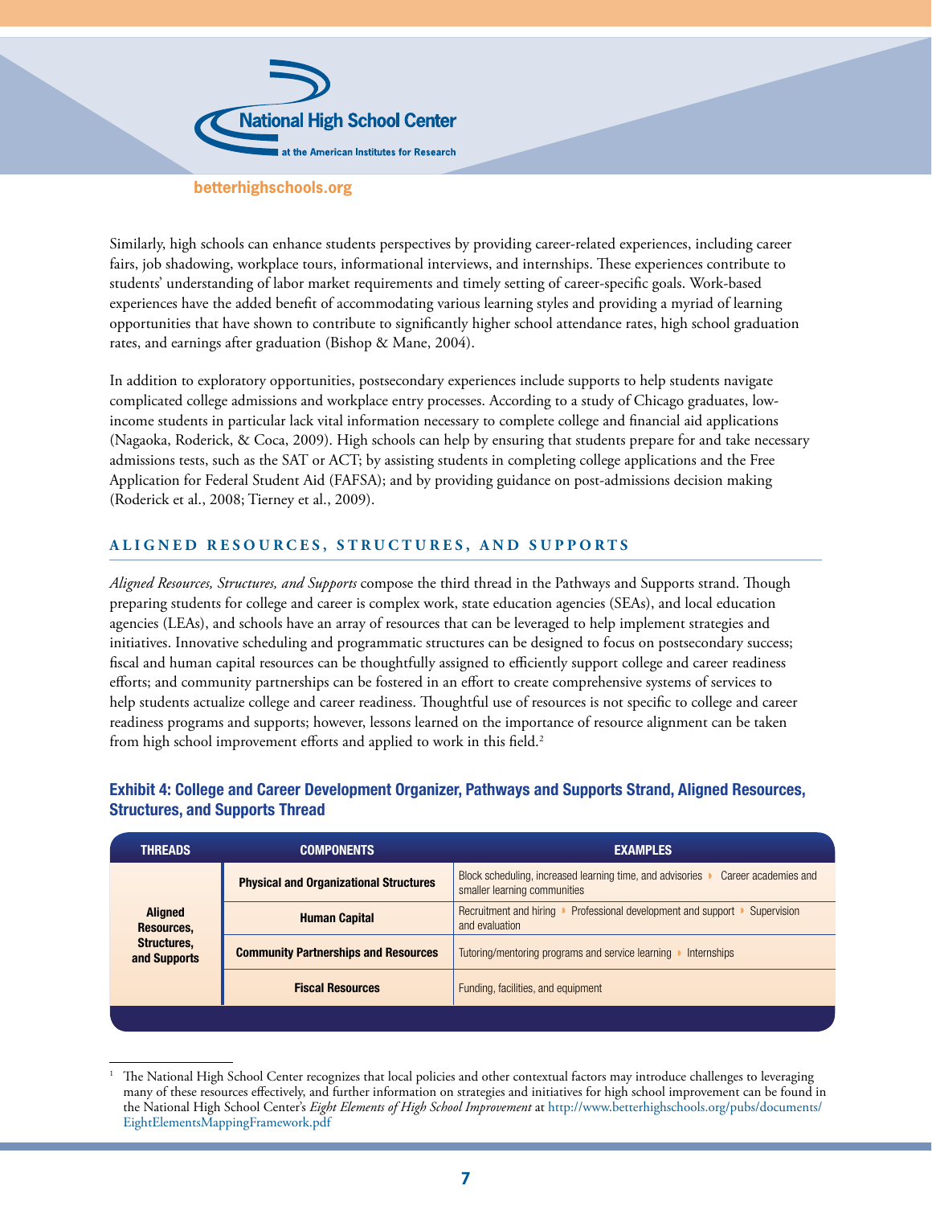Similarly, high schools can enhance students perspectives by providing career-related experiences, including career fairs, job shadowing, workplace tours, informational interviews, and internships. These experiences contribute to students' understanding of labor market requirements and timely setting of career-specific goals. Work-based experiences have the added benefit of accommodating various learning styles and providing a myriad of learning opportunities that have shown to contribute to significantly higher school attendance rates, high school graduation rates, and earnings after graduation (Bishop & Mane, 2004).

In addition to exploratory opportunities, postsecondary experiences include supports to help students navigate complicated college admissions and workplace entry processes. According to a study of Chicago graduates, low-income students in particular lack vital information necessary to complete college and financial aid applications (Nagaoka, Roderick, & Coca, 2009). High schools can help by ensuring that students prepare for and take necessary admissions tests, such as the SAT or ACT; by assisting students in completing college applications and the Free Application for Federal Student Aid (FAFSA); and by providing guidance on post-admissions decision making (Roderick et al., 2008; Tierney et al., 2009).

## ALIGNED RESOURCES, STRUCTURES, AND SUPPORTS

*Aligned Resources, Structures, and Supports* compose the third thread in the Pathways and Supports strand. Though preparing students for college and career is complex work, state education agencies (SEAs), and local education agencies (LEAs), and schools have an array of resources that can be leveraged to help implement strategies and initiatives. Innovative scheduling and programmatic structures can be designed to focus on postsecondary success; fiscal and human capital resources can be thoughtfully assigned to efficiently support college and career readiness efforts; and community partnerships can be fostered in an effort to create comprehensive systems of services to help students actualize college and career readiness. Thoughtful use of resources is not specific to college and career readiness programs and supports; however, lessons learned on the importance of resource alignment can be taken from high school improvement efforts and applied to work in this field.[2]

### Exhibit 4: College and Career Development Organizer, Pathways and Supports Strand, Aligned Resources, Structures, and Supports Thread

| THREADS | COMPONENTS | EXAMPLES |
|---|---|---|
| Aligned Resources, Structures, and Supports | Physical and Organizational Structures | Block scheduling, increased learning time, and advisories ▸ Career academies and smaller learning communities |
| | Human Capital | Recruitment and hiring ▸ Professional development and support ▸ Supervision and evaluation |
| | Community Partnerships and Resources | Tutoring/mentoring programs and service learning ▸ Internships |
| | Fiscal Resources | Funding, facilities, and equipment |

[1] The National High School Center recognizes that local policies and other contextual factors may introduce challenges to leveraging many of these resources effectively, and further information on strategies and initiatives for high school improvement can be found in the National High School Center's *Eight Elements of High School Improvement* at http://www.betterhighschools.org/pubs/documents/EightElementsMappingFramework.pdf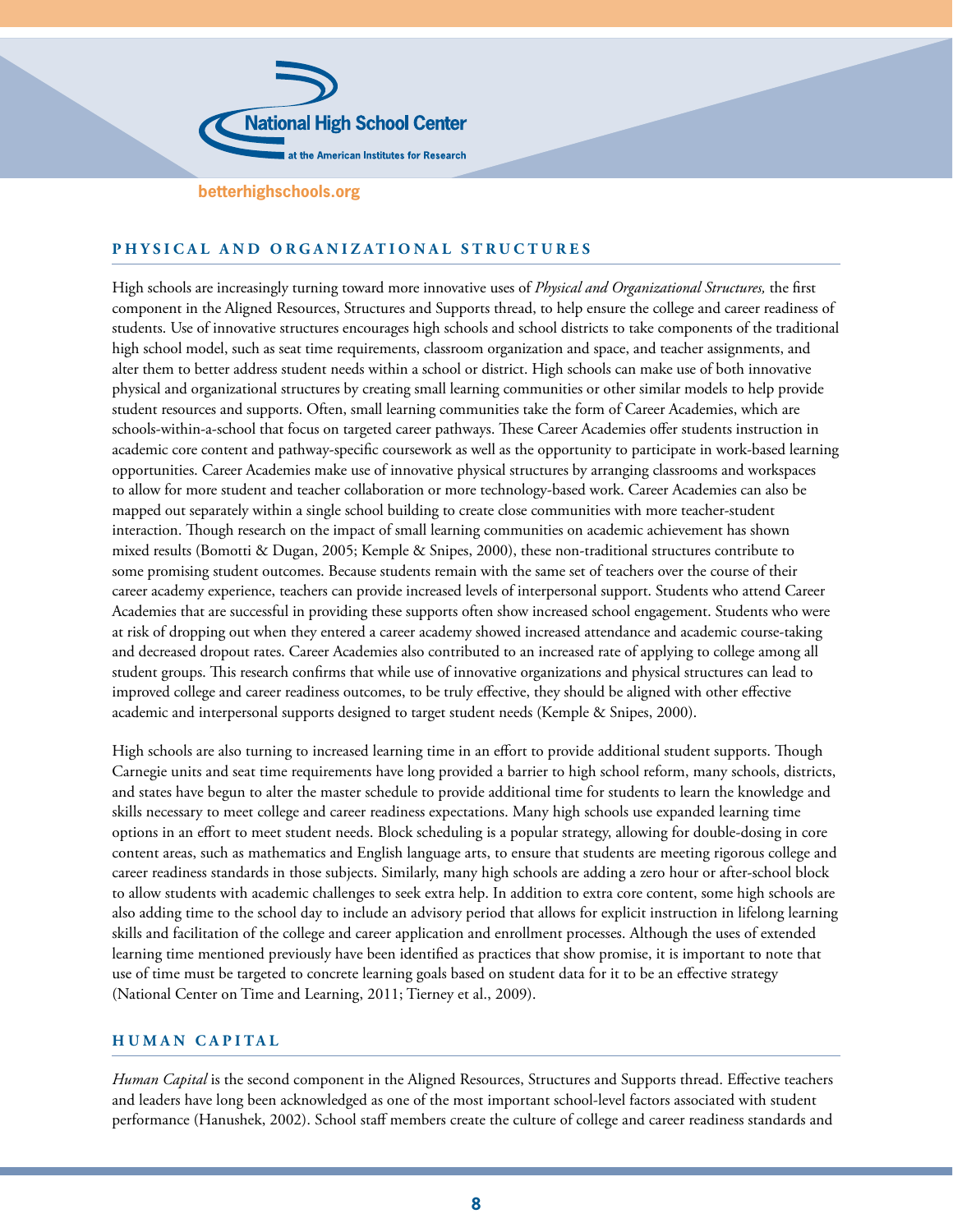## PHYSICAL AND ORGANIZATIONAL STRUCTURES

High schools are increasingly turning toward more innovative uses of *Physical and Organizational Structures,* the first component in the Aligned Resources, Structures and Supports thread, to help ensure the college and career readiness of students. Use of innovative structures encourages high schools and school districts to take components of the traditional high school model, such as seat time requirements, classroom organization and space, and teacher assignments, and alter them to better address student needs within a school or district. High schools can make use of both innovative physical and organizational structures by creating small learning communities or other similar models to help provide student resources and supports. Often, small learning communities take the form of Career Academies, which are schools-within-a-school that focus on targeted career pathways. These Career Academies offer students instruction in academic core content and pathway-specific coursework as well as the opportunity to participate in work-based learning opportunities. Career Academies make use of innovative physical structures by arranging classrooms and workspaces to allow for more student and teacher collaboration or more technology-based work. Career Academies can also be mapped out separately within a single school building to create close communities with more teacher-student interaction. Though research on the impact of small learning communities on academic achievement has shown mixed results (Bomotti & Dugan, 2005; Kemple & Snipes, 2000), these non-traditional structures contribute to some promising student outcomes. Because students remain with the same set of teachers over the course of their career academy experience, teachers can provide increased levels of interpersonal support. Students who attend Career Academies that are successful in providing these supports often show increased school engagement. Students who were at risk of dropping out when they entered a career academy showed increased attendance and academic course-taking and decreased dropout rates. Career Academies also contributed to an increased rate of applying to college among all student groups. This research confirms that while use of innovative organizations and physical structures can lead to improved college and career readiness outcomes, to be truly effective, they should be aligned with other effective academic and interpersonal supports designed to target student needs (Kemple & Snipes, 2000).

High schools are also turning to increased learning time in an effort to provide additional student supports. Though Carnegie units and seat time requirements have long provided a barrier to high school reform, many schools, districts, and states have begun to alter the master schedule to provide additional time for students to learn the knowledge and skills necessary to meet college and career readiness expectations. Many high schools use expanded learning time options in an effort to meet student needs. Block scheduling is a popular strategy, allowing for double-dosing in core content areas, such as mathematics and English language arts, to ensure that students are meeting rigorous college and career readiness standards in those subjects. Similarly, many high schools are adding a zero hour or after-school block to allow students with academic challenges to seek extra help. In addition to extra core content, some high schools are also adding time to the school day to include an advisory period that allows for explicit instruction in lifelong learning skills and facilitation of the college and career application and enrollment processes. Although the uses of extended learning time mentioned previously have been identified as practices that show promise, it is important to note that use of time must be targeted to concrete learning goals based on student data for it to be an effective strategy (National Center on Time and Learning, 2011; Tierney et al., 2009).

## HUMAN CAPITAL

*Human Capital* is the second component in the Aligned Resources, Structures and Supports thread. Effective teachers and leaders have long been acknowledged as one of the most important school-level factors associated with student performance (Hanushek, 2002). School staff members create the culture of college and career readiness standards and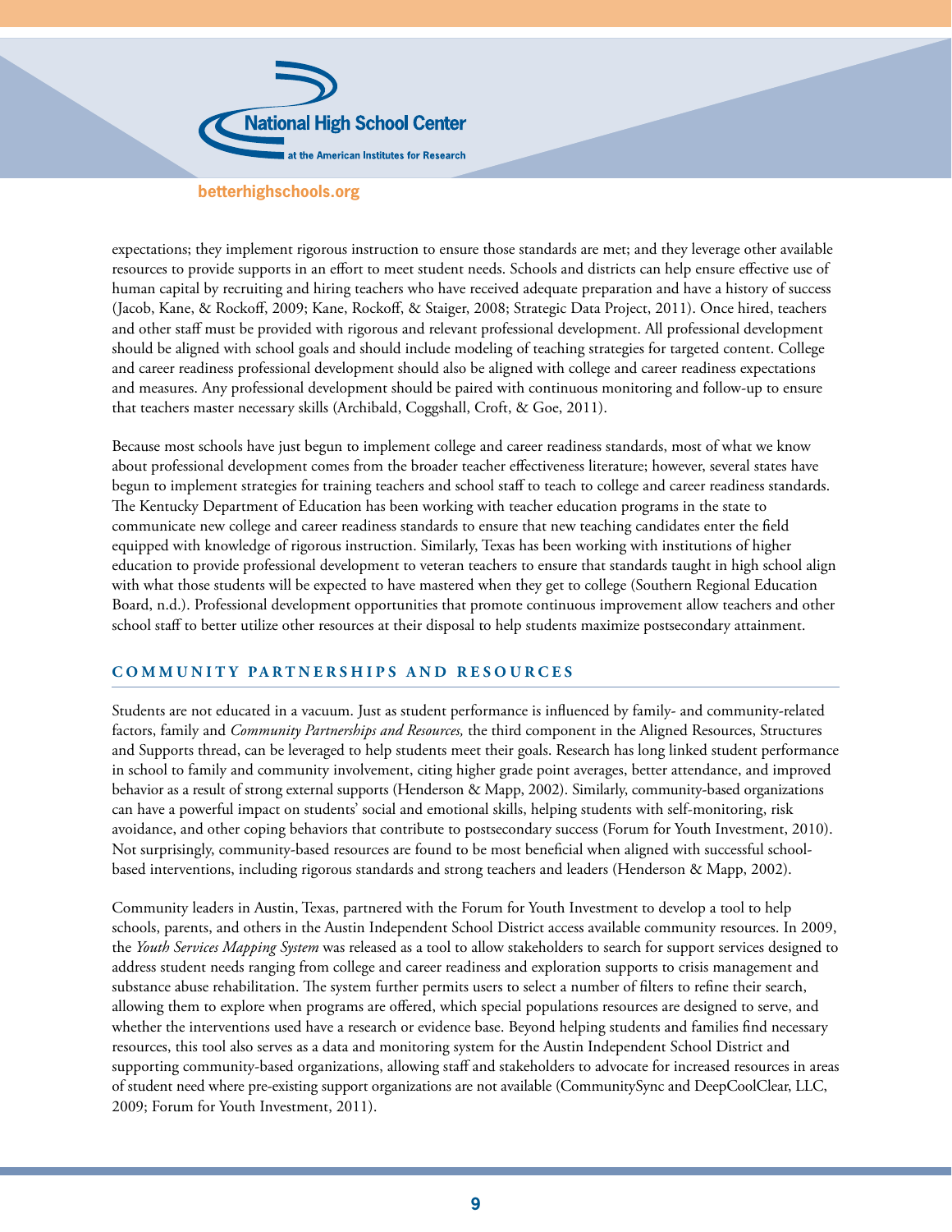expectations; they implement rigorous instruction to ensure those standards are met; and they leverage other available resources to provide supports in an effort to meet student needs. Schools and districts can help ensure effective use of human capital by recruiting and hiring teachers who have received adequate preparation and have a history of success (Jacob, Kane, & Rockoff, 2009; Kane, Rockoff, & Staiger, 2008; Strategic Data Project, 2011). Once hired, teachers and other staff must be provided with rigorous and relevant professional development. All professional development should be aligned with school goals and should include modeling of teaching strategies for targeted content. College and career readiness professional development should also be aligned with college and career readiness expectations and measures. Any professional development should be paired with continuous monitoring and follow-up to ensure that teachers master necessary skills (Archibald, Coggshall, Croft, & Goe, 2011).

Because most schools have just begun to implement college and career readiness standards, most of what we know about professional development comes from the broader teacher effectiveness literature; however, several states have begun to implement strategies for training teachers and school staff to teach to college and career readiness standards. The Kentucky Department of Education has been working with teacher education programs in the state to communicate new college and career readiness standards to ensure that new teaching candidates enter the field equipped with knowledge of rigorous instruction. Similarly, Texas has been working with institutions of higher education to provide professional development to veteran teachers to ensure that standards taught in high school align with what those students will be expected to have mastered when they get to college (Southern Regional Education Board, n.d.). Professional development opportunities that promote continuous improvement allow teachers and other school staff to better utilize other resources at their disposal to help students maximize postsecondary attainment.

## COMMUNITY PARTNERSHIPS AND RESOURCES

Students are not educated in a vacuum. Just as student performance is influenced by family- and community-related factors, family and *Community Partnerships and Resources,* the third component in the Aligned Resources, Structures and Supports thread, can be leveraged to help students meet their goals. Research has long linked student performance in school to family and community involvement, citing higher grade point averages, better attendance, and improved behavior as a result of strong external supports (Henderson & Mapp, 2002). Similarly, community-based organizations can have a powerful impact on students' social and emotional skills, helping students with self-monitoring, risk avoidance, and other coping behaviors that contribute to postsecondary success (Forum for Youth Investment, 2010). Not surprisingly, community-based resources are found to be most beneficial when aligned with successful school-based interventions, including rigorous standards and strong teachers and leaders (Henderson & Mapp, 2002).

Community leaders in Austin, Texas, partnered with the Forum for Youth Investment to develop a tool to help schools, parents, and others in the Austin Independent School District access available community resources. In 2009, the *Youth Services Mapping System* was released as a tool to allow stakeholders to search for support services designed to address student needs ranging from college and career readiness and exploration supports to crisis management and substance abuse rehabilitation. The system further permits users to select a number of filters to refine their search, allowing them to explore when programs are offered, which special populations resources are designed to serve, and whether the interventions used have a research or evidence base. Beyond helping students and families find necessary resources, this tool also serves as a data and monitoring system for the Austin Independent School District and supporting community-based organizations, allowing staff and stakeholders to advocate for increased resources in areas of student need where pre-existing support organizations are not available (CommunitySync and DeepCoolClear, LLC, 2009; Forum for Youth Investment, 2011).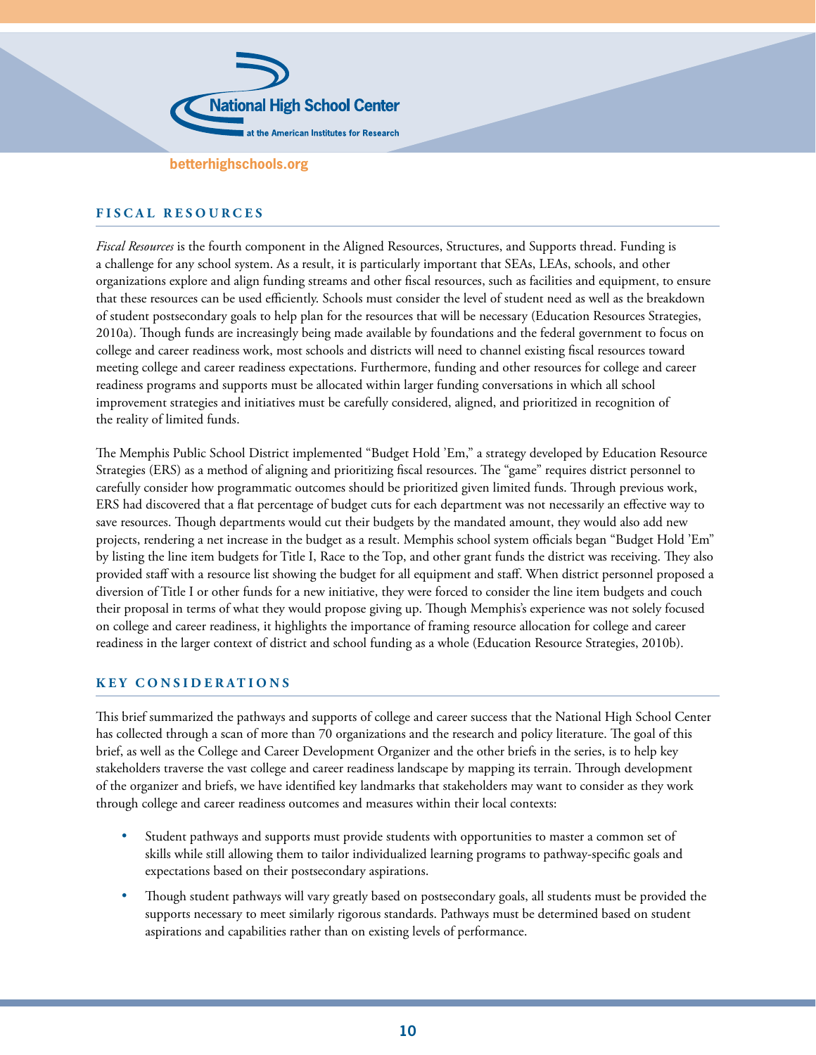## FISCAL RESOURCES

*Fiscal Resources* is the fourth component in the Aligned Resources, Structures, and Supports thread. Funding is a challenge for any school system. As a result, it is particularly important that SEAs, LEAs, schools, and other organizations explore and align funding streams and other fiscal resources, such as facilities and equipment, to ensure that these resources can be used efficiently. Schools must consider the level of student need as well as the breakdown of student postsecondary goals to help plan for the resources that will be necessary (Education Resources Strategies, 2010a). Though funds are increasingly being made available by foundations and the federal government to focus on college and career readiness work, most schools and districts will need to channel existing fiscal resources toward meeting college and career readiness expectations. Furthermore, funding and other resources for college and career readiness programs and supports must be allocated within larger funding conversations in which all school improvement strategies and initiatives must be carefully considered, aligned, and prioritized in recognition of the reality of limited funds.

The Memphis Public School District implemented "Budget Hold 'Em," a strategy developed by Education Resource Strategies (ERS) as a method of aligning and prioritizing fiscal resources. The "game" requires district personnel to carefully consider how programmatic outcomes should be prioritized given limited funds. Through previous work, ERS had discovered that a flat percentage of budget cuts for each department was not necessarily an effective way to save resources. Though departments would cut their budgets by the mandated amount, they would also add new projects, rendering a net increase in the budget as a result. Memphis school system officials began "Budget Hold 'Em" by listing the line item budgets for Title I, Race to the Top, and other grant funds the district was receiving. They also provided staff with a resource list showing the budget for all equipment and staff. When district personnel proposed a diversion of Title I or other funds for a new initiative, they were forced to consider the line item budgets and couch their proposal in terms of what they would propose giving up. Though Memphis's experience was not solely focused on college and career readiness, it highlights the importance of framing resource allocation for college and career readiness in the larger context of district and school funding as a whole (Education Resource Strategies, 2010b).

## KEY CONSIDERATIONS

This brief summarized the pathways and supports of college and career success that the National High School Center has collected through a scan of more than 70 organizations and the research and policy literature. The goal of this brief, as well as the College and Career Development Organizer and the other briefs in the series, is to help key stakeholders traverse the vast college and career readiness landscape by mapping its terrain. Through development of the organizer and briefs, we have identified key landmarks that stakeholders may want to consider as they work through college and career readiness outcomes and measures within their local contexts:

- Student pathways and supports must provide students with opportunities to master a common set of skills while still allowing them to tailor individualized learning programs to pathway-specific goals and expectations based on their postsecondary aspirations.
- Though student pathways will vary greatly based on postsecondary goals, all students must be provided the supports necessary to meet similarly rigorous standards. Pathways must be determined based on student aspirations and capabilities rather than on existing levels of performance.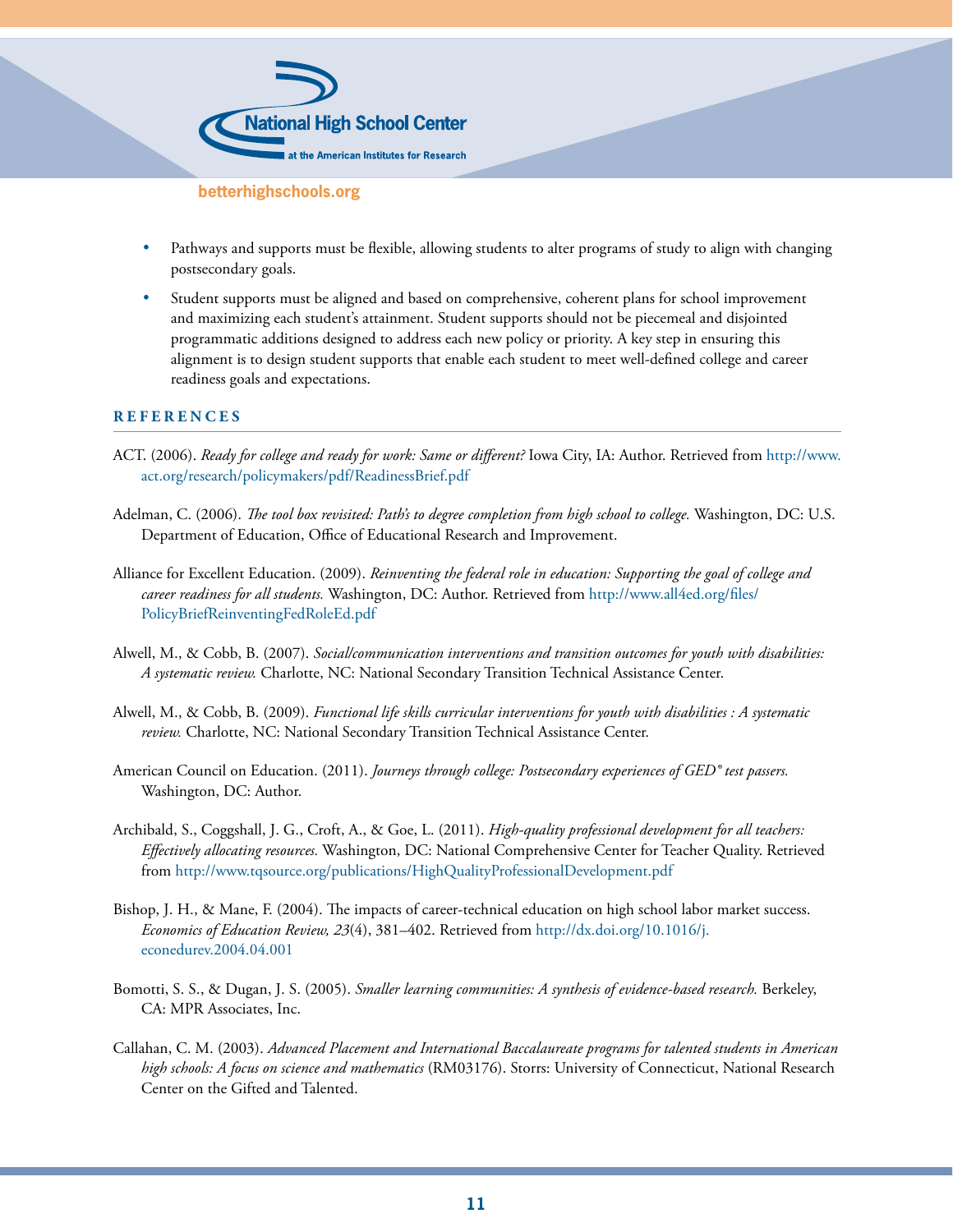- Pathways and supports must be flexible, allowing students to alter programs of study to align with changing postsecondary goals.
- Student supports must be aligned and based on comprehensive, coherent plans for school improvement and maximizing each student's attainment. Student supports should not be piecemeal and disjointed programmatic additions designed to address each new policy or priority. A key step in ensuring this alignment is to design student supports that enable each student to meet well-defined college and career readiness goals and expectations.

## REFERENCES

ACT. (2006). *Ready for college and ready for work: Same or different?* Iowa City, IA: Author. Retrieved from http://www.act.org/research/policymakers/pdf/ReadinessBrief.pdf

Adelman, C. (2006). *The tool box revisited: Path's to degree completion from high school to college.* Washington, DC: U.S. Department of Education, Office of Educational Research and Improvement.

Alliance for Excellent Education. (2009). *Reinventing the federal role in education: Supporting the goal of college and career readiness for all students.* Washington, DC: Author. Retrieved from http://www.all4ed.org/files/PolicyBriefReinventingFedRoleEd.pdf

Alwell, M., & Cobb, B. (2007). *Social/communication interventions and transition outcomes for youth with disabilities: A systematic review.* Charlotte, NC: National Secondary Transition Technical Assistance Center.

Alwell, M., & Cobb, B. (2009). *Functional life skills curricular interventions for youth with disabilities : A systematic review.* Charlotte, NC: National Secondary Transition Technical Assistance Center.

American Council on Education. (2011). *Journeys through college: Postsecondary experiences of GED® test passers.* Washington, DC: Author.

Archibald, S., Coggshall, J. G., Croft, A., & Goe, L. (2011). *High-quality professional development for all teachers: Effectively allocating resources.* Washington, DC: National Comprehensive Center for Teacher Quality. Retrieved from http://www.tqsource.org/publications/HighQualityProfessionalDevelopment.pdf

Bishop, J. H., & Mane, F. (2004). The impacts of career-technical education on high school labor market success. *Economics of Education Review, 23*(4), 381–402. Retrieved from http://dx.doi.org/10.1016/j.econedurev.2004.04.001

Bomotti, S. S., & Dugan, J. S. (2005). *Smaller learning communities: A synthesis of evidence-based research.* Berkeley, CA: MPR Associates, Inc.

Callahan, C. M. (2003). *Advanced Placement and International Baccalaureate programs for talented students in American high schools: A focus on science and mathematics* (RM03176). Storrs: University of Connecticut, National Research Center on the Gifted and Talented.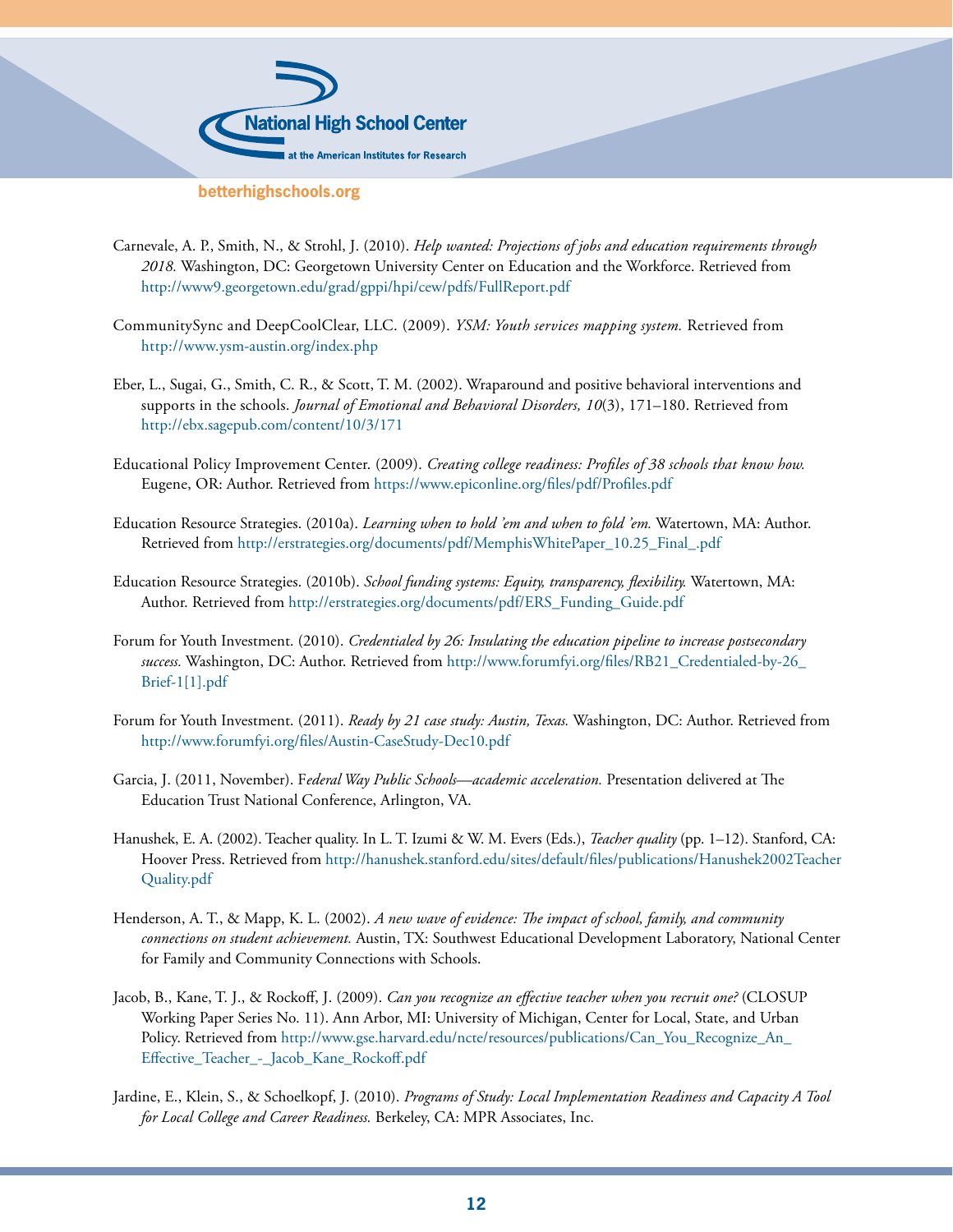Carnevale, A. P., Smith, N., & Strohl, J. (2010). *Help wanted: Projections of jobs and education requirements through 2018.* Washington, DC: Georgetown University Center on Education and the Workforce. Retrieved from http://www9.georgetown.edu/grad/gppi/hpi/cew/pdfs/FullReport.pdf

CommunitySync and DeepCoolClear, LLC. (2009). *YSM: Youth services mapping system.* Retrieved from http://www.ysm-austin.org/index.php

Eber, L., Sugai, G., Smith, C. R., & Scott, T. M. (2002). Wraparound and positive behavioral interventions and supports in the schools. *Journal of Emotional and Behavioral Disorders, 10*(3), 171–180. Retrieved from http://ebx.sagepub.com/content/10/3/171

Educational Policy Improvement Center. (2009). *Creating college readiness: Profiles of 38 schools that know how.* Eugene, OR: Author. Retrieved from https://www.epiconline.org/files/pdf/Profiles.pdf

Education Resource Strategies. (2010a). *Learning when to hold 'em and when to fold 'em.* Watertown, MA: Author. Retrieved from http://erstrategies.org/documents/pdf/MemphisWhitePaper_10.25_Final_.pdf

Education Resource Strategies. (2010b). *School funding systems: Equity, transparency, flexibility.* Watertown, MA: Author. Retrieved from http://erstrategies.org/documents/pdf/ERS_Funding_Guide.pdf

Forum for Youth Investment. (2010). *Credentialed by 26: Insulating the education pipeline to increase postsecondary success.* Washington, DC: Author. Retrieved from http://www.forumfyi.org/files/RB21_Credentialed-by-26_Brief-1[1].pdf

Forum for Youth Investment. (2011). *Ready by 21 case study: Austin, Texas.* Washington, DC: Author. Retrieved from http://www.forumfyi.org/files/Austin-CaseStudy-Dec10.pdf

Garcia, J. (2011, November). F*ederal Way Public Schools—academic acceleration.* Presentation delivered at The Education Trust National Conference, Arlington, VA.

Hanushek, E. A. (2002). Teacher quality. In L. T. Izumi & W. M. Evers (Eds.), *Teacher quality* (pp. 1–12). Stanford, CA: Hoover Press. Retrieved from http://hanushek.stanford.edu/sites/default/files/publications/Hanushek2002TeacherQuality.pdf

Henderson, A. T., & Mapp, K. L. (2002). *A new wave of evidence: The impact of school, family, and community connections on student achievement.* Austin, TX: Southwest Educational Development Laboratory, National Center for Family and Community Connections with Schools.

Jacob, B., Kane, T. J., & Rockoff, J. (2009). *Can you recognize an effective teacher when you recruit one?* (CLOSUP Working Paper Series No. 11). Ann Arbor, MI: University of Michigan, Center for Local, State, and Urban Policy. Retrieved from http://www.gse.harvard.edu/ncte/resources/publications/Can_You_Recognize_An_Effective_Teacher_-_Jacob_Kane_Rockoff.pdf

Jardine, E., Klein, S., & Schoelkopf, J. (2010). *Programs of Study: Local Implementation Readiness and Capacity A Tool for Local College and Career Readiness.* Berkeley, CA: MPR Associates, Inc.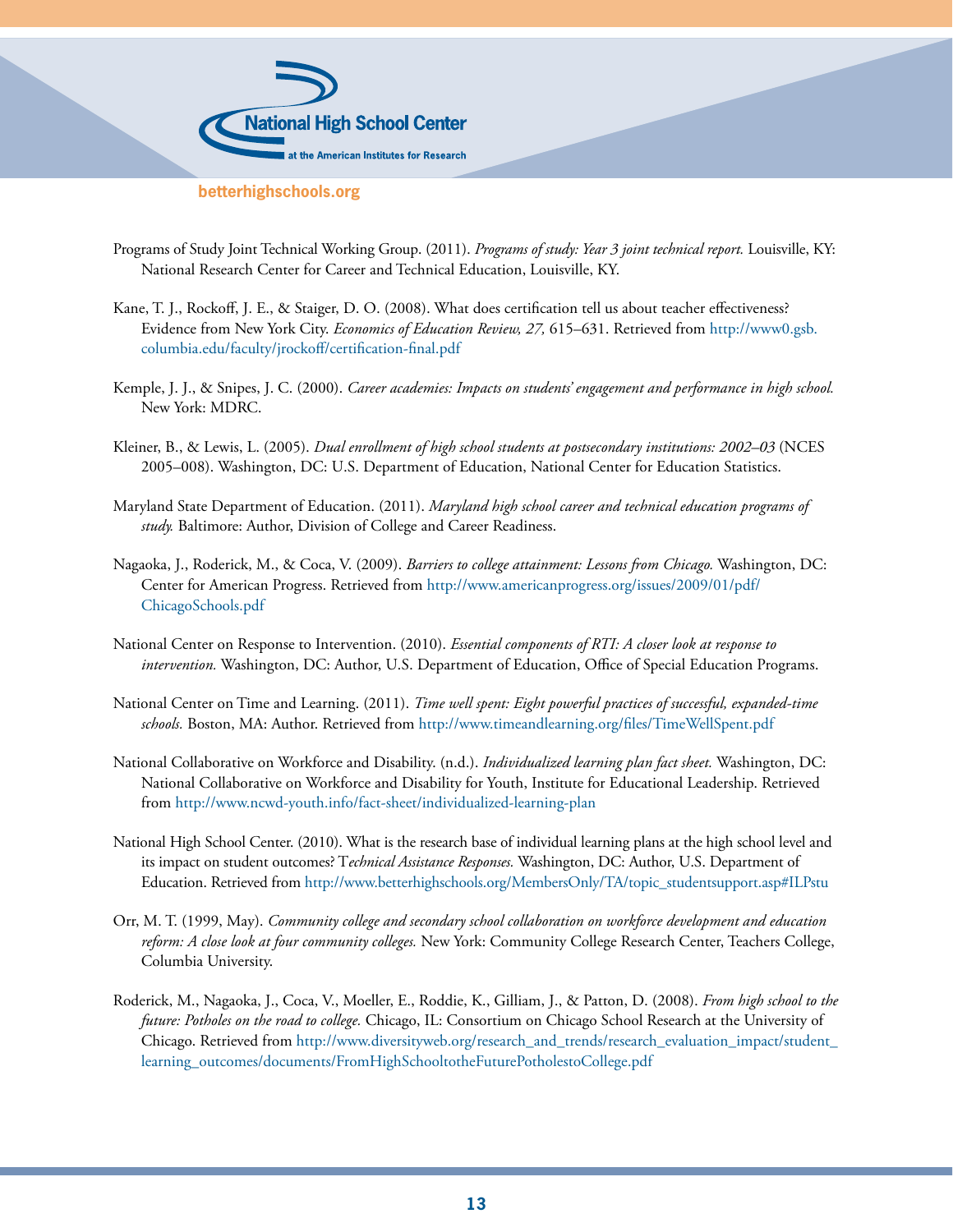Programs of Study Joint Technical Working Group. (2011). *Programs of study: Year 3 joint technical report.* Louisville, KY: National Research Center for Career and Technical Education, Louisville, KY.

Kane, T. J., Rockoff, J. E., & Staiger, D. O. (2008). What does certification tell us about teacher effectiveness? Evidence from New York City. *Economics of Education Review, 27,* 615–631. Retrieved from http://www0.gsb.columbia.edu/faculty/jrockoff/certification-final.pdf

Kemple, J. J., & Snipes, J. C. (2000). *Career academies: Impacts on students' engagement and performance in high school.* New York: MDRC.

Kleiner, B., & Lewis, L. (2005). *Dual enrollment of high school students at postsecondary institutions: 2002–03* (NCES 2005–008). Washington, DC: U.S. Department of Education, National Center for Education Statistics.

Maryland State Department of Education. (2011). *Maryland high school career and technical education programs of study.* Baltimore: Author, Division of College and Career Readiness.

Nagaoka, J., Roderick, M., & Coca, V. (2009). *Barriers to college attainment: Lessons from Chicago.* Washington, DC: Center for American Progress. Retrieved from http://www.americanprogress.org/issues/2009/01/pdf/ChicagoSchools.pdf

National Center on Response to Intervention. (2010). *Essential components of RTI: A closer look at response to intervention.* Washington, DC: Author, U.S. Department of Education, Office of Special Education Programs.

National Center on Time and Learning. (2011). *Time well spent: Eight powerful practices of successful, expanded-time schools.* Boston, MA: Author. Retrieved from http://www.timeandlearning.org/files/TimeWellSpent.pdf

National Collaborative on Workforce and Disability. (n.d.). *Individualized learning plan fact sheet.* Washington, DC: National Collaborative on Workforce and Disability for Youth, Institute for Educational Leadership. Retrieved from http://www.ncwd-youth.info/fact-sheet/individualized-learning-plan

National High School Center. (2010). What is the research base of individual learning plans at the high school level and its impact on student outcomes? T*echnical Assistance Responses.* Washington, DC: Author, U.S. Department of Education. Retrieved from http://www.betterhighschools.org/MembersOnly/TA/topic_studentsupport.asp#ILPstu

Orr, M. T. (1999, May). *Community college and secondary school collaboration on workforce development and education reform: A close look at four community colleges.* New York: Community College Research Center, Teachers College, Columbia University.

Roderick, M., Nagaoka, J., Coca, V., Moeller, E., Roddie, K., Gilliam, J., & Patton, D. (2008). *From high school to the future: Potholes on the road to college.* Chicago, IL: Consortium on Chicago School Research at the University of Chicago. Retrieved from http://www.diversityweb.org/research_and_trends/research_evaluation_impact/student_learning_outcomes/documents/FromHighSchooltotheFuturePotholestoCollege.pdf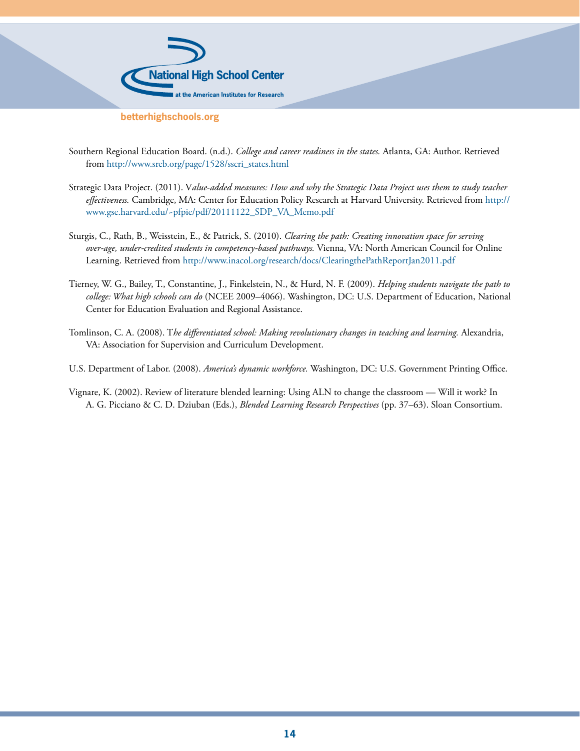Southern Regional Education Board. (n.d.). *College and career readiness in the states.* Atlanta, GA: Author. Retrieved from http://www.sreb.org/page/1528/sscri_states.html

Strategic Data Project. (2011). V*alue-added measures: How and why the Strategic Data Project uses them to study teacher effectiveness.* Cambridge, MA: Center for Education Policy Research at Harvard University. Retrieved from http://www.gse.harvard.edu/~pfpie/pdf/20111122_SDP_VA_Memo.pdf

Sturgis, C., Rath, B., Weisstein, E., & Patrick, S. (2010). *Clearing the path: Creating innovation space for serving over-age, under-credited students in competency-based pathways.* Vienna, VA: North American Council for Online Learning. Retrieved from http://www.inacol.org/research/docs/ClearingthePathReportJan2011.pdf

Tierney, W. G., Bailey, T., Constantine, J., Finkelstein, N., & Hurd, N. F. (2009). *Helping students navigate the path to college: What high schools can do* (NCEE 2009–4066). Washington, DC: U.S. Department of Education, National Center for Education Evaluation and Regional Assistance.

Tomlinson, C. A. (2008). T*he differentiated school: Making revolutionary changes in teaching and learning.* Alexandria, VA: Association for Supervision and Curriculum Development.

U.S. Department of Labor. (2008). *America's dynamic workforce.* Washington, DC: U.S. Government Printing Office.

Vignare, K. (2002). Review of literature blended learning: Using ALN to change the classroom — Will it work? In A. G. Picciano & C. D. Dziuban (Eds.), *Blended Learning Research Perspectives* (pp. 37–63). Sloan Consortium.